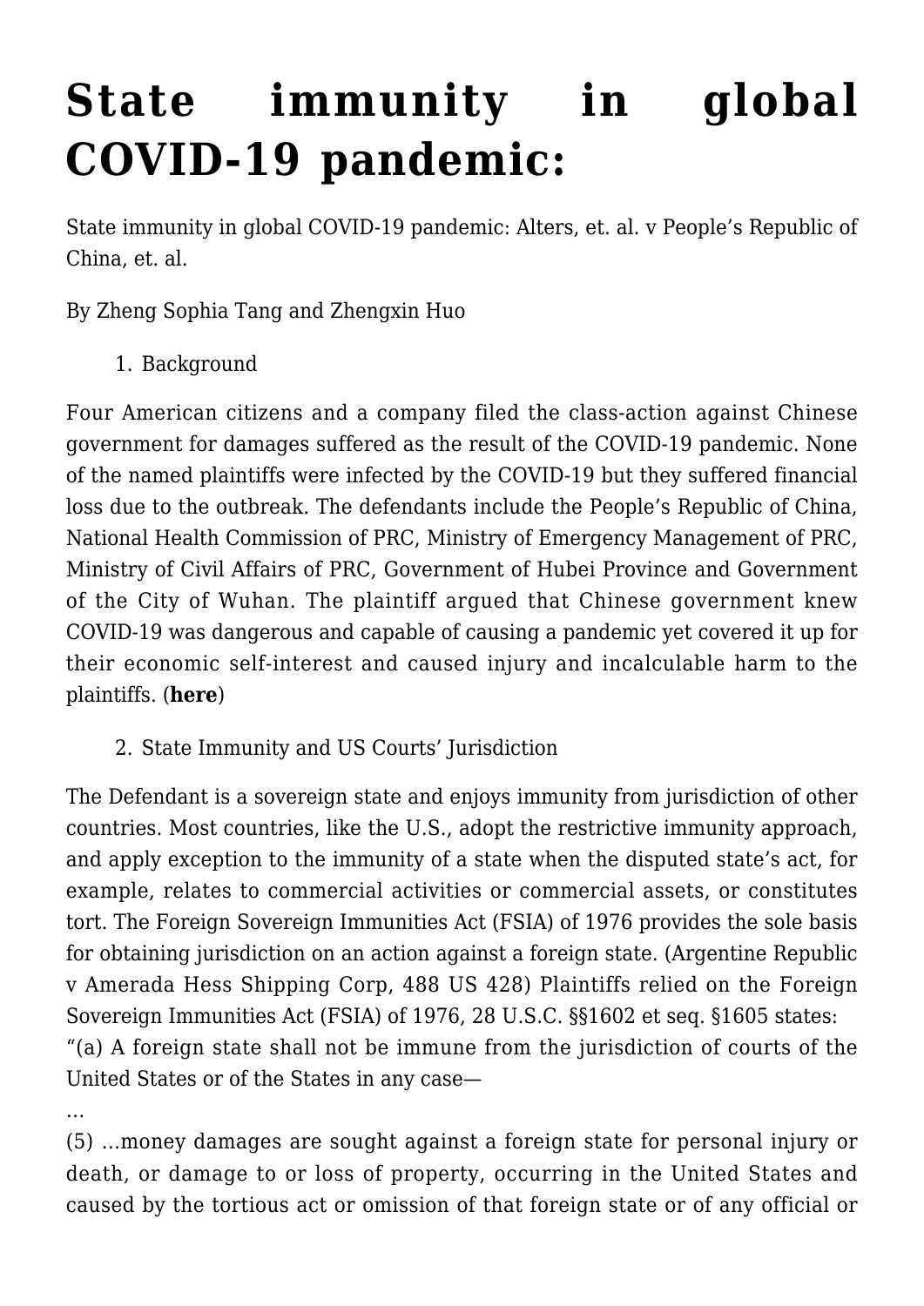# State immunity in global COVID-19 pandemic:

State immunity in global COVID-19 pandemic: Alters, et. al. v People's Republic of China, et. al.

By Zheng Sophia Tang and Zhengxin Huo

1. Background

Four American citizens and a company filed the class-action against Chinese government for damages suffered as the result of the COVID-19 pandemic. None of the named plaintiffs were infected by the COVID-19 but they suffered financial loss due to the outbreak. The defendants include the People's Republic of China, National Health Commission of PRC, Ministry of Emergency Management of PRC, Ministry of Civil Affairs of PRC, Government of Hubei Province and Government of the City of Wuhan. The plaintiff argued that Chinese government knew COVID-19 was dangerous and capable of causing a pandemic yet covered it up for their economic self-interest and caused injury and incalculable harm to the plaintiffs. (**here**)

2. State Immunity and US Courts' Jurisdiction

The Defendant is a sovereign state and enjoys immunity from jurisdiction of other countries. Most countries, like the U.S., adopt the restrictive immunity approach, and apply exception to the immunity of a state when the disputed state's act, for example, relates to commercial activities or commercial assets, or constitutes tort. The Foreign Sovereign Immunities Act (FSIA) of 1976 provides the sole basis for obtaining jurisdiction on an action against a foreign state. (Argentine Republic v Amerada Hess Shipping Corp, 488 US 428) Plaintiffs relied on the Foreign Sovereign Immunities Act (FSIA) of 1976, 28 U.S.C. §§1602 et seq. §1605 states:

"(a) A foreign state shall not be immune from the jurisdiction of courts of the United States or of the States in any case—

…

(5) …money damages are sought against a foreign state for personal injury or death, or damage to or loss of property, occurring in the United States and caused by the tortious act or omission of that foreign state or of any official or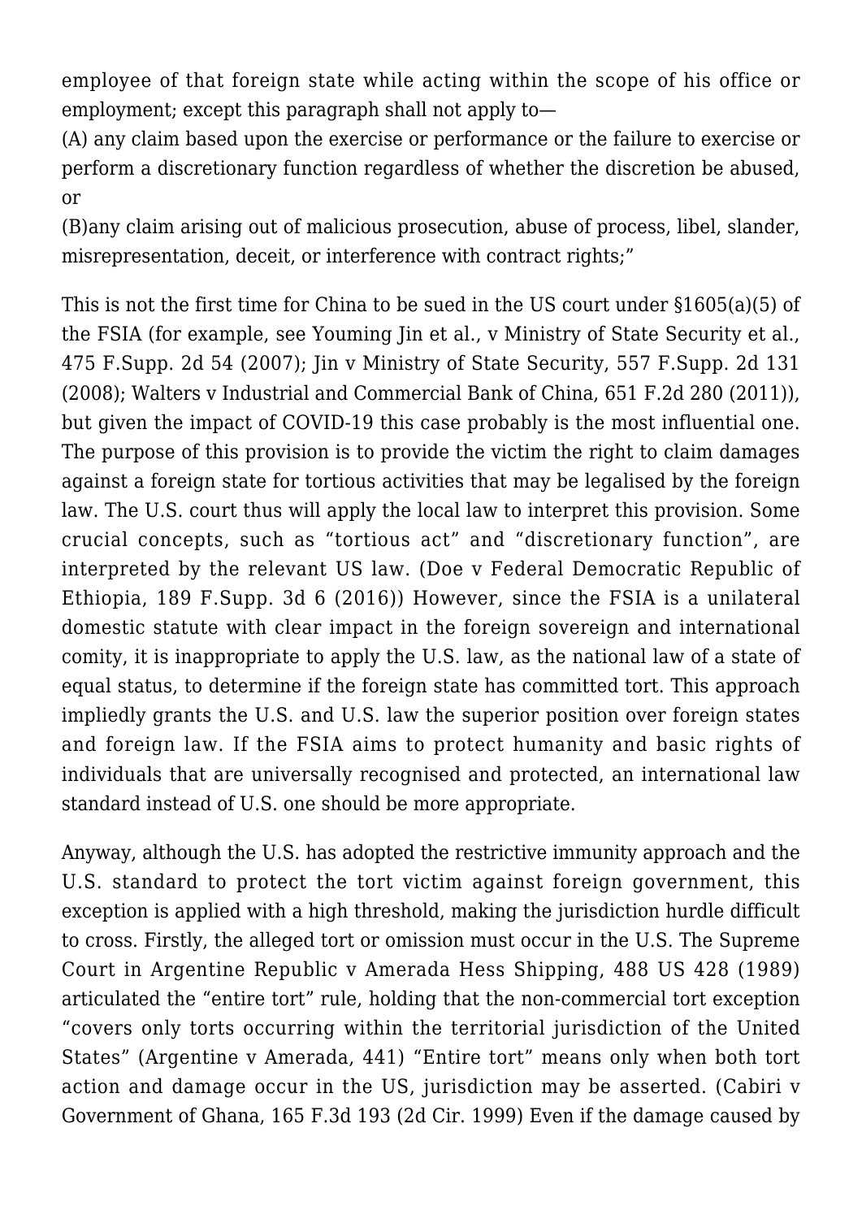employee of that foreign state while acting within the scope of his office or employment; except this paragraph shall not apply to—

(A) any claim based upon the exercise or performance or the failure to exercise or perform a discretionary function regardless of whether the discretion be abused, or

(B)any claim arising out of malicious prosecution, abuse of process, libel, slander, misrepresentation, deceit, or interference with contract rights;"

This is not the first time for China to be sued in the US court under §1605(a)(5) of the FSIA (for example, see Youming Jin et al., v Ministry of State Security et al., 475 F.Supp. 2d 54 (2007); Jin v Ministry of State Security, 557 F.Supp. 2d 131 (2008); Walters v Industrial and Commercial Bank of China, 651 F.2d 280 (2011)), but given the impact of COVID-19 this case probably is the most influential one. The purpose of this provision is to provide the victim the right to claim damages against a foreign state for tortious activities that may be legalised by the foreign law. The U.S. court thus will apply the local law to interpret this provision. Some crucial concepts, such as "tortious act" and "discretionary function", are interpreted by the relevant US law. (Doe v Federal Democratic Republic of Ethiopia, 189 F.Supp. 3d 6 (2016)) However, since the FSIA is a unilateral domestic statute with clear impact in the foreign sovereign and international comity, it is inappropriate to apply the U.S. law, as the national law of a state of equal status, to determine if the foreign state has committed tort. This approach impliedly grants the U.S. and U.S. law the superior position over foreign states and foreign law. If the FSIA aims to protect humanity and basic rights of individuals that are universally recognised and protected, an international law standard instead of U.S. one should be more appropriate.

Anyway, although the U.S. has adopted the restrictive immunity approach and the U.S. standard to protect the tort victim against foreign government, this exception is applied with a high threshold, making the jurisdiction hurdle difficult to cross. Firstly, the alleged tort or omission must occur in the U.S. The Supreme Court in Argentine Republic v Amerada Hess Shipping, 488 US 428 (1989) articulated the "entire tort" rule, holding that the non-commercial tort exception "covers only torts occurring within the territorial jurisdiction of the United States" (Argentine v Amerada, 441) "Entire tort" means only when both tort action and damage occur in the US, jurisdiction may be asserted. (Cabiri v Government of Ghana, 165 F.3d 193 (2d Cir. 1999) Even if the damage caused by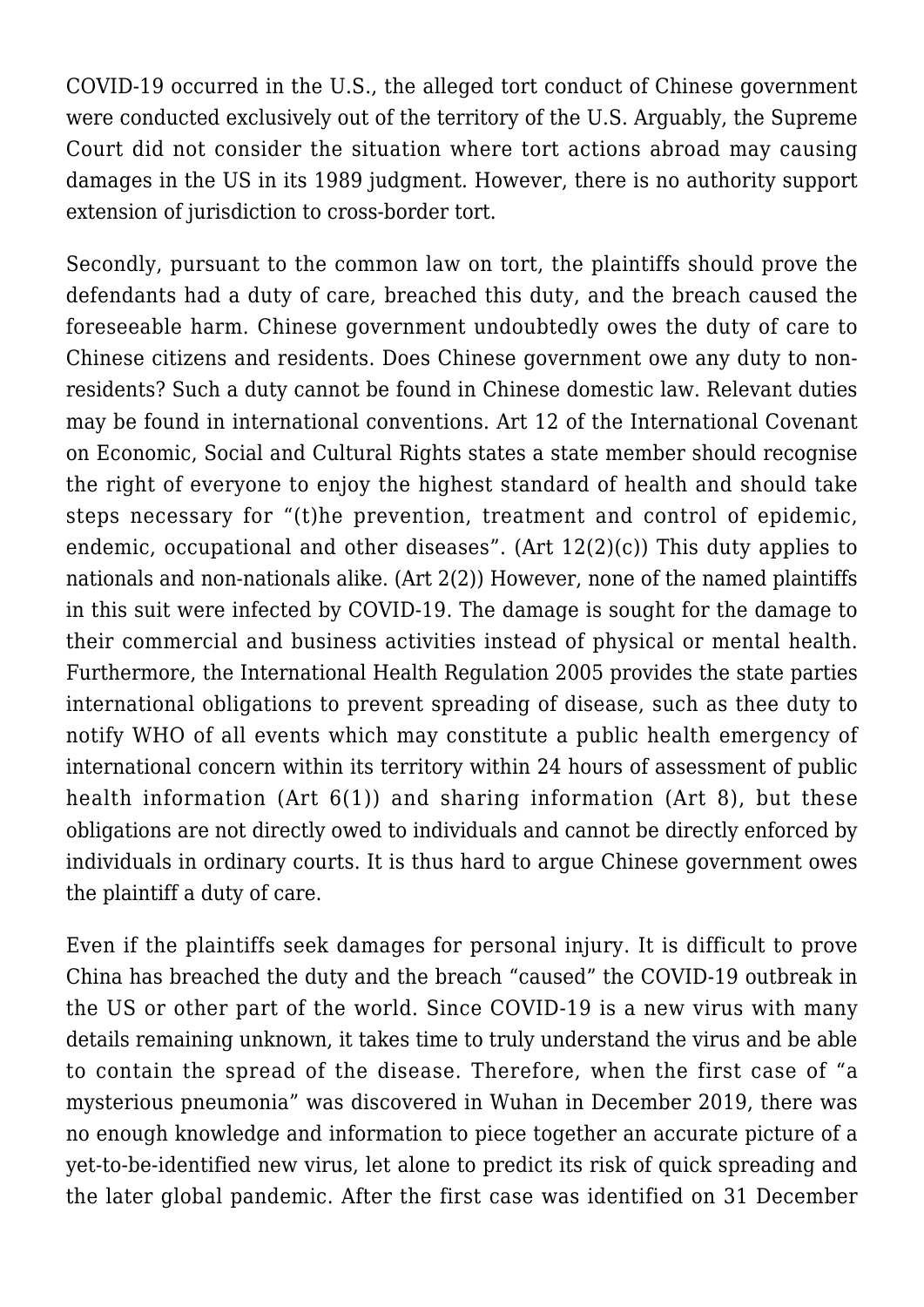COVID-19 occurred in the U.S., the alleged tort conduct of Chinese government were conducted exclusively out of the territory of the U.S. Arguably, the Supreme Court did not consider the situation where tort actions abroad may causing damages in the US in its 1989 judgment. However, there is no authority support extension of jurisdiction to cross-border tort.

Secondly, pursuant to the common law on tort, the plaintiffs should prove the defendants had a duty of care, breached this duty, and the breach caused the foreseeable harm. Chinese government undoubtedly owes the duty of care to Chinese citizens and residents. Does Chinese government owe any duty to non-residents? Such a duty cannot be found in Chinese domestic law. Relevant duties may be found in international conventions. Art 12 of the International Covenant on Economic, Social and Cultural Rights states a state member should recognise the right of everyone to enjoy the highest standard of health and should take steps necessary for "(t)he prevention, treatment and control of epidemic, endemic, occupational and other diseases". (Art 12(2)(c)) This duty applies to nationals and non-nationals alike. (Art 2(2)) However, none of the named plaintiffs in this suit were infected by COVID-19. The damage is sought for the damage to their commercial and business activities instead of physical or mental health. Furthermore, the International Health Regulation 2005 provides the state parties international obligations to prevent spreading of disease, such as thee duty to notify WHO of all events which may constitute a public health emergency of international concern within its territory within 24 hours of assessment of public health information (Art 6(1)) and sharing information (Art 8), but these obligations are not directly owed to individuals and cannot be directly enforced by individuals in ordinary courts. It is thus hard to argue Chinese government owes the plaintiff a duty of care.

Even if the plaintiffs seek damages for personal injury. It is difficult to prove China has breached the duty and the breach "caused" the COVID-19 outbreak in the US or other part of the world. Since COVID-19 is a new virus with many details remaining unknown, it takes time to truly understand the virus and be able to contain the spread of the disease. Therefore, when the first case of "a mysterious pneumonia" was discovered in Wuhan in December 2019, there was no enough knowledge and information to piece together an accurate picture of a yet-to-be-identified new virus, let alone to predict its risk of quick spreading and the later global pandemic. After the first case was identified on 31 December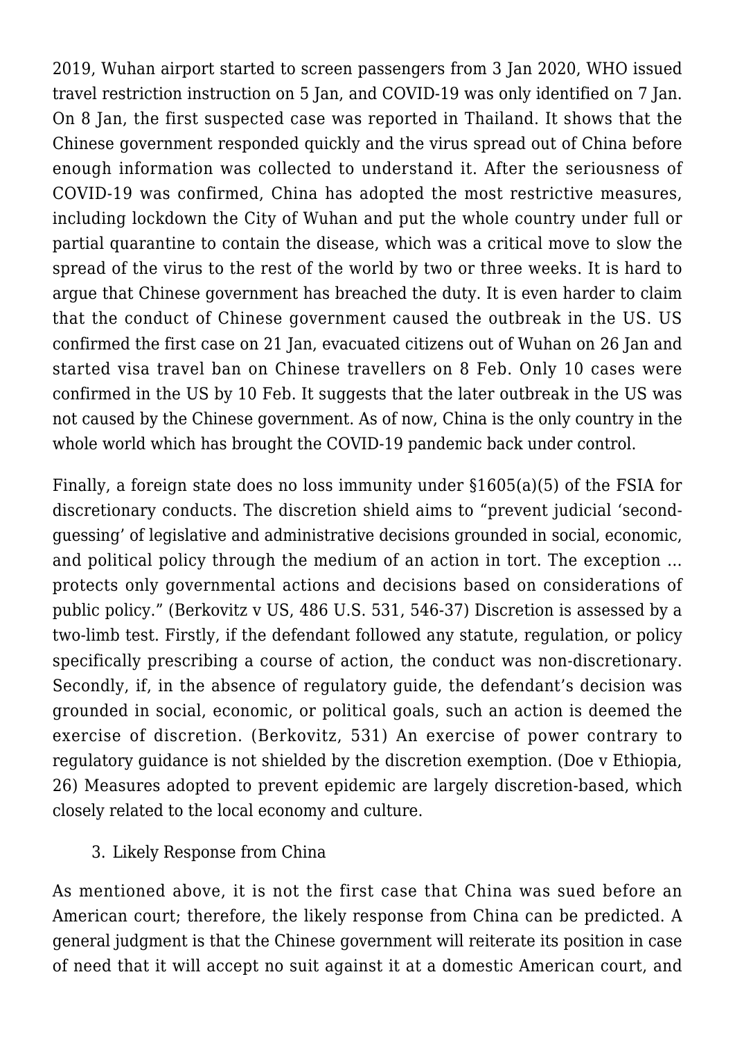2019, Wuhan airport started to screen passengers from 3 Jan 2020, WHO issued travel restriction instruction on 5 Jan, and COVID-19 was only identified on 7 Jan. On 8 Jan, the first suspected case was reported in Thailand. It shows that the Chinese government responded quickly and the virus spread out of China before enough information was collected to understand it. After the seriousness of COVID-19 was confirmed, China has adopted the most restrictive measures, including lockdown the City of Wuhan and put the whole country under full or partial quarantine to contain the disease, which was a critical move to slow the spread of the virus to the rest of the world by two or three weeks. It is hard to argue that Chinese government has breached the duty. It is even harder to claim that the conduct of Chinese government caused the outbreak in the US. US confirmed the first case on 21 Jan, evacuated citizens out of Wuhan on 26 Jan and started visa travel ban on Chinese travellers on 8 Feb. Only 10 cases were confirmed in the US by 10 Feb. It suggests that the later outbreak in the US was not caused by the Chinese government. As of now, China is the only country in the whole world which has brought the COVID-19 pandemic back under control.

Finally, a foreign state does no loss immunity under §1605(a)(5) of the FSIA for discretionary conducts. The discretion shield aims to "prevent judicial 'second-guessing' of legislative and administrative decisions grounded in social, economic, and political policy through the medium of an action in tort. The exception … protects only governmental actions and decisions based on considerations of public policy." (Berkovitz v US, 486 U.S. 531, 546-37) Discretion is assessed by a two-limb test. Firstly, if the defendant followed any statute, regulation, or policy specifically prescribing a course of action, the conduct was non-discretionary. Secondly, if, in the absence of regulatory guide, the defendant's decision was grounded in social, economic, or political goals, such an action is deemed the exercise of discretion. (Berkovitz, 531) An exercise of power contrary to regulatory guidance is not shielded by the discretion exemption. (Doe v Ethiopia, 26) Measures adopted to prevent epidemic are largely discretion-based, which closely related to the local economy and culture.

3. Likely Response from China

As mentioned above, it is not the first case that China was sued before an American court; therefore, the likely response from China can be predicted. A general judgment is that the Chinese government will reiterate its position in case of need that it will accept no suit against it at a domestic American court, and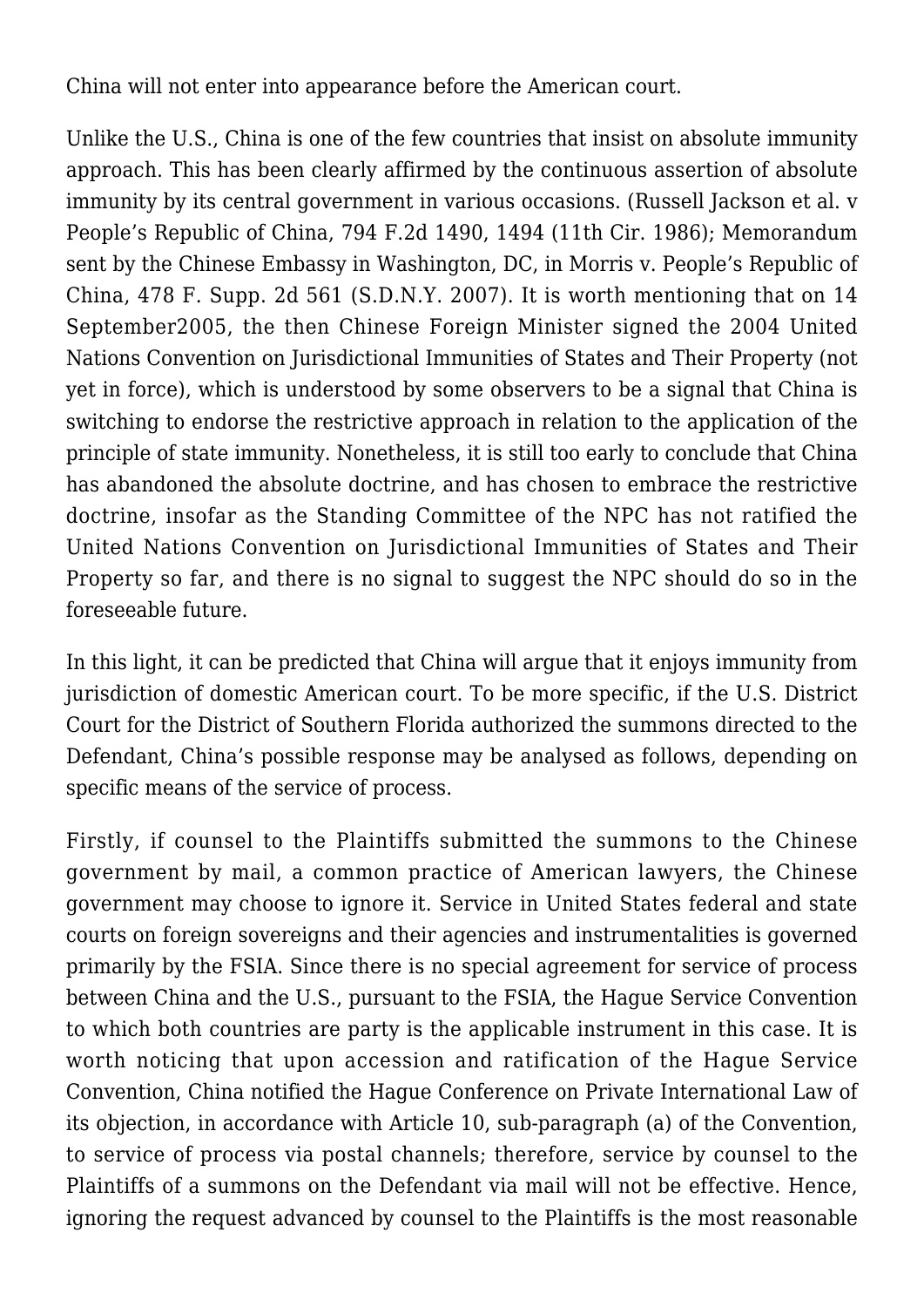China will not enter into appearance before the American court.

Unlike the U.S., China is one of the few countries that insist on absolute immunity approach. This has been clearly affirmed by the continuous assertion of absolute immunity by its central government in various occasions. (Russell Jackson et al. v People's Republic of China, 794 F.2d 1490, 1494 (11th Cir. 1986); Memorandum sent by the Chinese Embassy in Washington, DC, in Morris v. People's Republic of China, 478 F. Supp. 2d 561 (S.D.N.Y. 2007). It is worth mentioning that on 14 September2005, the then Chinese Foreign Minister signed the 2004 United Nations Convention on Jurisdictional Immunities of States and Their Property (not yet in force), which is understood by some observers to be a signal that China is switching to endorse the restrictive approach in relation to the application of the principle of state immunity. Nonetheless, it is still too early to conclude that China has abandoned the absolute doctrine, and has chosen to embrace the restrictive doctrine, insofar as the Standing Committee of the NPC has not ratified the United Nations Convention on Jurisdictional Immunities of States and Their Property so far, and there is no signal to suggest the NPC should do so in the foreseeable future.

In this light, it can be predicted that China will argue that it enjoys immunity from jurisdiction of domestic American court. To be more specific, if the U.S. District Court for the District of Southern Florida authorized the summons directed to the Defendant, China's possible response may be analysed as follows, depending on specific means of the service of process.

Firstly, if counsel to the Plaintiffs submitted the summons to the Chinese government by mail, a common practice of American lawyers, the Chinese government may choose to ignore it. Service in United States federal and state courts on foreign sovereigns and their agencies and instrumentalities is governed primarily by the FSIA. Since there is no special agreement for service of process between China and the U.S., pursuant to the FSIA, the Hague Service Convention to which both countries are party is the applicable instrument in this case. It is worth noticing that upon accession and ratification of the Hague Service Convention, China notified the Hague Conference on Private International Law of its objection, in accordance with Article 10, sub-paragraph (a) of the Convention, to service of process via postal channels; therefore, service by counsel to the Plaintiffs of a summons on the Defendant via mail will not be effective. Hence, ignoring the request advanced by counsel to the Plaintiffs is the most reasonable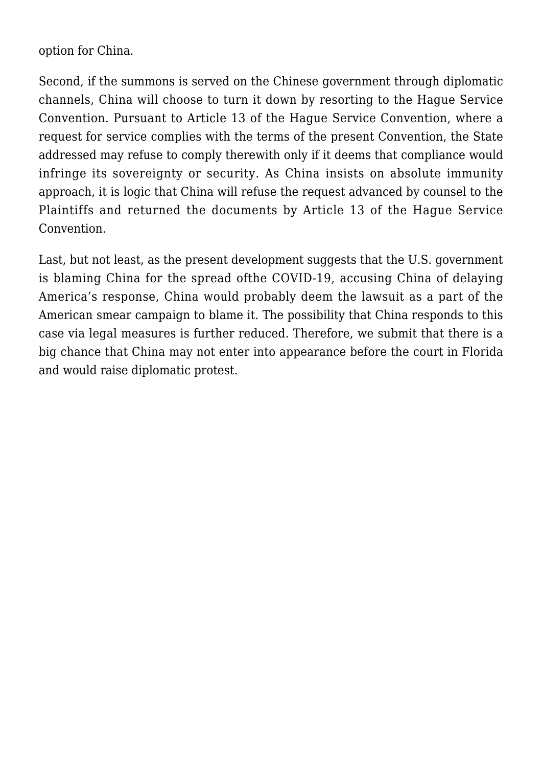option for China.

Second, if the summons is served on the Chinese government through diplomatic channels, China will choose to turn it down by resorting to the Hague Service Convention. Pursuant to Article 13 of the Hague Service Convention, where a request for service complies with the terms of the present Convention, the State addressed may refuse to comply therewith only if it deems that compliance would infringe its sovereignty or security. As China insists on absolute immunity approach, it is logic that China will refuse the request advanced by counsel to the Plaintiffs and returned the documents by Article 13 of the Hague Service Convention.

Last, but not least, as the present development suggests that the U.S. government is blaming China for the spread ofthe COVID-19, accusing China of delaying America's response, China would probably deem the lawsuit as a part of the American smear campaign to blame it. The possibility that China responds to this case via legal measures is further reduced. Therefore, we submit that there is a big chance that China may not enter into appearance before the court in Florida and would raise diplomatic protest.